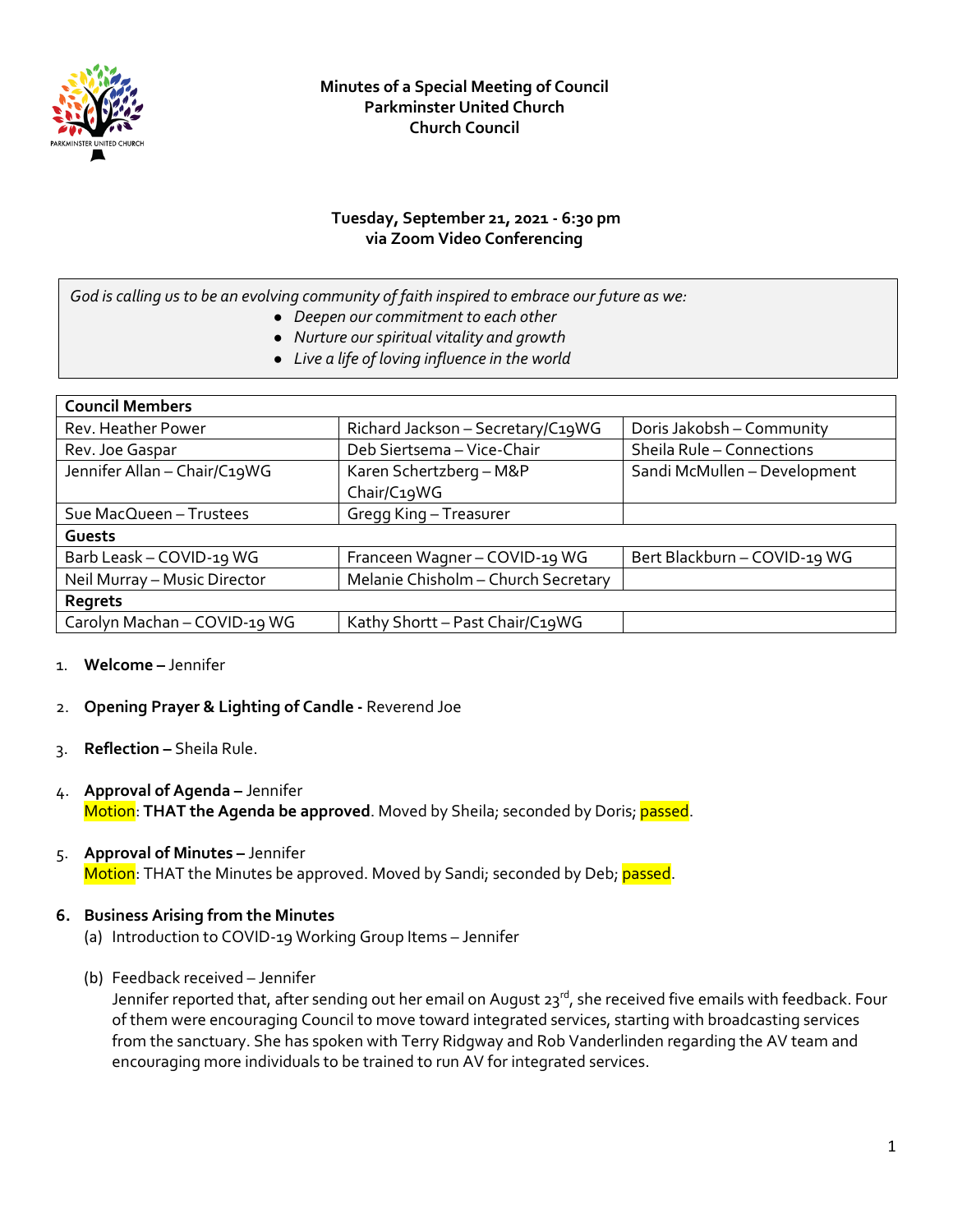**Minutes of a Special Meeting of Council**
**Parkminster United Church**
**Church Council**

**Tuesday, September 21, 2021 - 6:30 pm**
**via Zoom Video Conferencing**

*God is calling us to be an evolving community of faith inspired to embrace our future as we:*

- *Deepen our commitment to each other*
- *Nurture our spiritual vitality and growth*
- *Live a life of loving influence in the world*

| **Council Members** | | |
|---|---|---|
| Rev. Heather Power | Richard Jackson – Secretary/C19WG | Doris Jakobsh – Community |
| Rev. Joe Gaspar | Deb Siertsema – Vice-Chair | Sheila Rule – Connections |
| Jennifer Allan – Chair/C19WG | Karen Schertzberg – M&P Chair/C19WG | Sandi McMullen – Development |
| Sue MacQueen – Trustees | Gregg King – Treasurer | |
| **Guests** | | |
| Barb Leask – COVID-19 WG | Franceen Wagner – COVID-19 WG | Bert Blackburn – COVID-19 WG |
| Neil Murray – Music Director | Melanie Chisholm – Church Secretary | |
| **Regrets** | | |
| Carolyn Machan – COVID-19 WG | Kathy Shortt – Past Chair/C19WG | |

1. **Welcome –** Jennifer

2. **Opening Prayer & Lighting of Candle -** Reverend Joe

3. **Reflection –** Sheila Rule.

4. **Approval of Agenda –** Jennifer
   Motion: **THAT the Agenda be approved**. Moved by Sheila; seconded by Doris; passed.

5. **Approval of Minutes –** Jennifer
   Motion: THAT the Minutes be approved. Moved by Sandi; seconded by Deb; passed.

6. **Business Arising from the Minutes**
   (a) Introduction to COVID-19 Working Group Items – Jennifer

   (b) Feedback received – Jennifer
   Jennifer reported that, after sending out her email on August 23rd, she received five emails with feedback. Four of them were encouraging Council to move toward integrated services, starting with broadcasting services from the sanctuary. She has spoken with Terry Ridgway and Rob Vanderlinden regarding the AV team and encouraging more individuals to be trained to run AV for integrated services.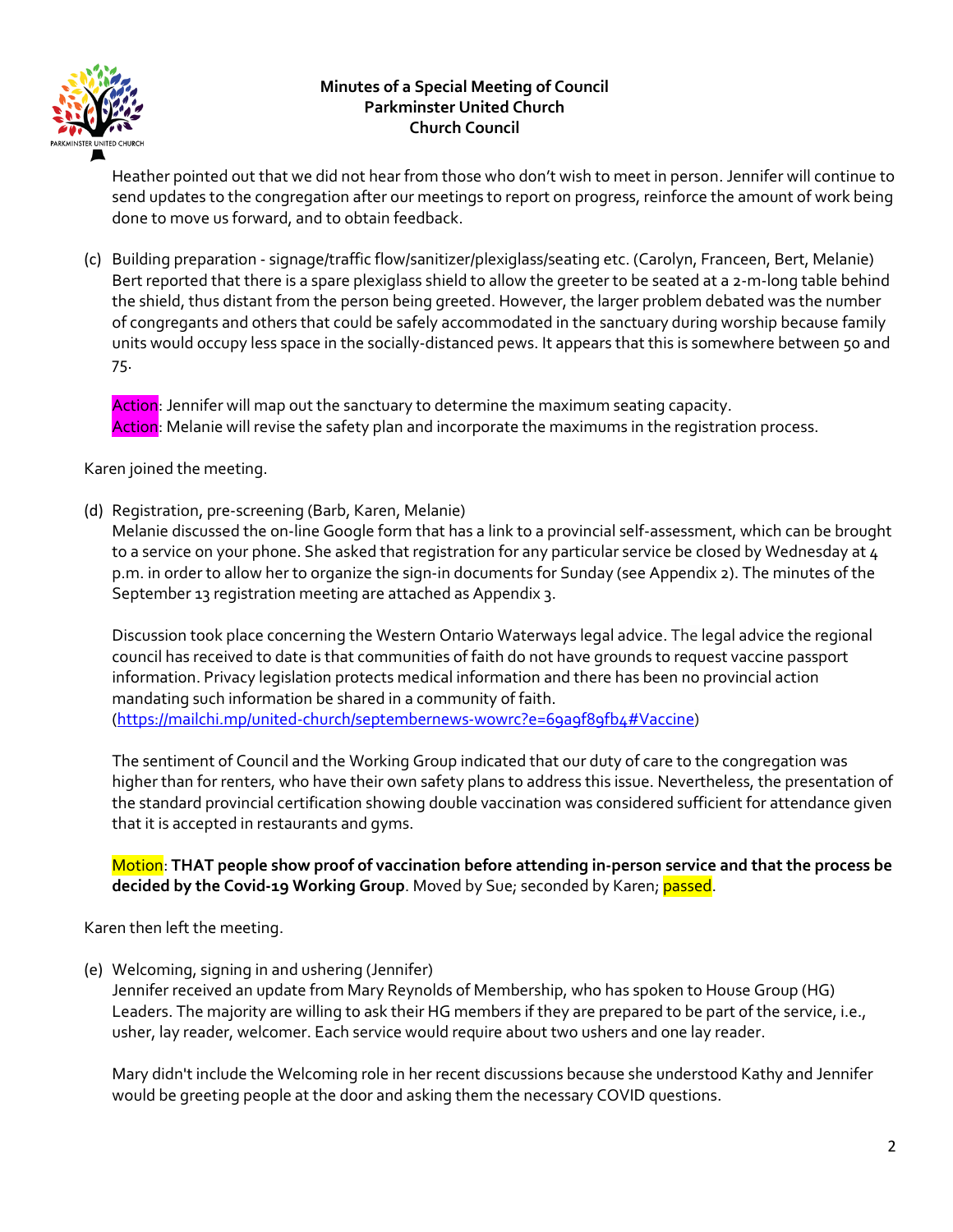Heather pointed out that we did not hear from those who don't wish to meet in person. Jennifer will continue to send updates to the congregation after our meetings to report on progress, reinforce the amount of work being done to move us forward, and to obtain feedback.

(c) Building preparation - signage/traffic flow/sanitizer/plexiglass/seating etc. (Carolyn, Franceen, Bert, Melanie)
Bert reported that there is a spare plexiglass shield to allow the greeter to be seated at a 2-m-long table behind the shield, thus distant from the person being greeted. However, the larger problem debated was the number of congregants and others that could be safely accommodated in the sanctuary during worship because family units would occupy less space in the socially-distanced pews. It appears that this is somewhere between 50 and 75.

Action: Jennifer will map out the sanctuary to determine the maximum seating capacity.
Action: Melanie will revise the safety plan and incorporate the maximums in the registration process.

Karen joined the meeting.

(d) Registration, pre-screening (Barb, Karen, Melanie)
Melanie discussed the on-line Google form that has a link to a provincial self-assessment, which can be brought to a service on your phone. She asked that registration for any particular service be closed by Wednesday at 4 p.m. in order to allow her to organize the sign-in documents for Sunday (see Appendix 2). The minutes of the September 13 registration meeting are attached as Appendix 3.

Discussion took place concerning the Western Ontario Waterways legal advice. The legal advice the regional council has received to date is that communities of faith do not have grounds to request vaccine passport information. Privacy legislation protects medical information and there has been no provincial action mandating such information be shared in a community of faith. (https://mailchi.mp/united-church/septembernews-wowrc?e=69a9f89fb4#Vaccine)

The sentiment of Council and the Working Group indicated that our duty of care to the congregation was higher than for renters, who have their own safety plans to address this issue. Nevertheless, the presentation of the standard provincial certification showing double vaccination was considered sufficient for attendance given that it is accepted in restaurants and gyms.

Motion: **THAT people show proof of vaccination before attending in-person service and that the process be decided by the Covid-19 Working Group**. Moved by Sue; seconded by Karen; passed.

Karen then left the meeting.

(e) Welcoming, signing in and ushering (Jennifer)
Jennifer received an update from Mary Reynolds of Membership, who has spoken to House Group (HG) Leaders. The majority are willing to ask their HG members if they are prepared to be part of the service, i.e., usher, lay reader, welcomer. Each service would require about two ushers and one lay reader.

Mary didn't include the Welcoming role in her recent discussions because she understood Kathy and Jennifer would be greeting people at the door and asking them the necessary COVID questions.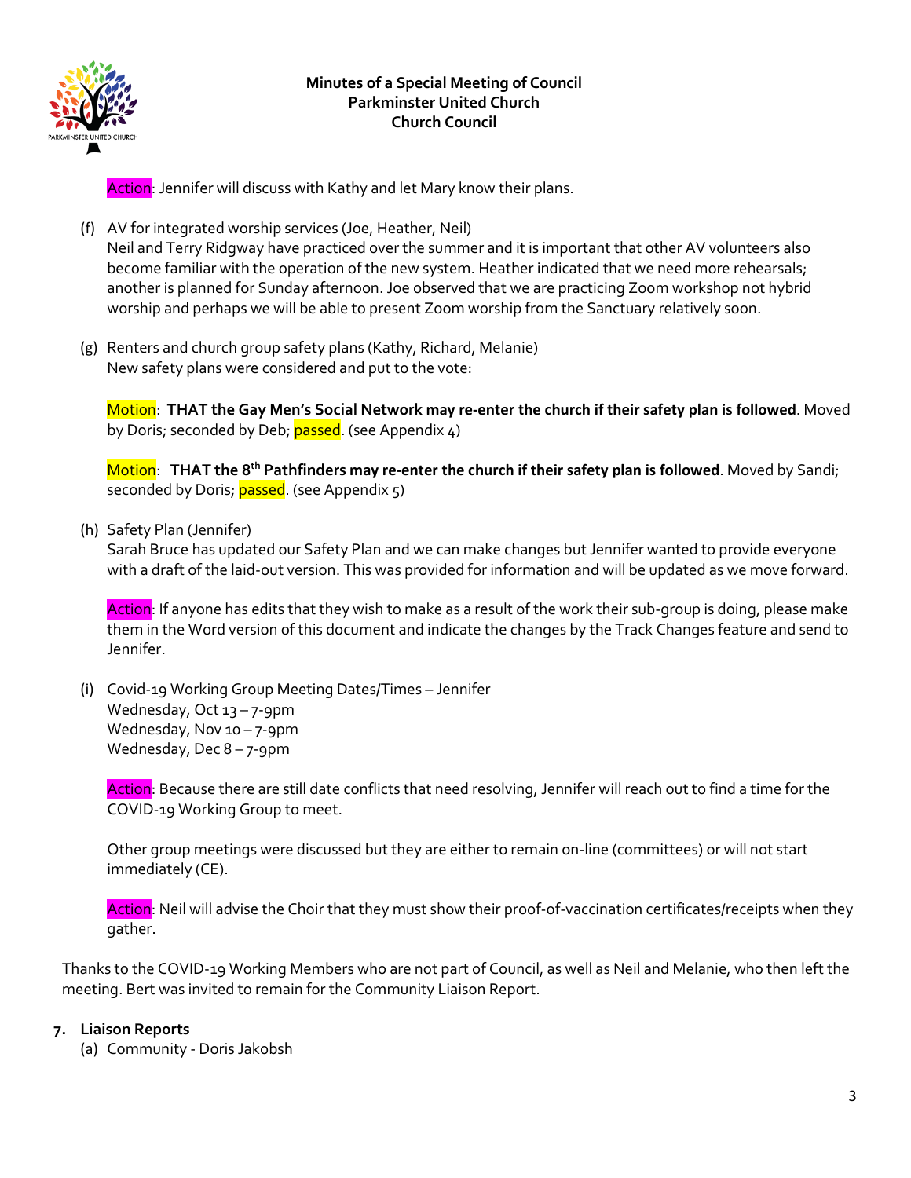Action: Jennifer will discuss with Kathy and let Mary know their plans.

(f) AV for integrated worship services (Joe, Heather, Neil)
Neil and Terry Ridgway have practiced over the summer and it is important that other AV volunteers also become familiar with the operation of the new system. Heather indicated that we need more rehearsals; another is planned for Sunday afternoon. Joe observed that we are practicing Zoom workshop not hybrid worship and perhaps we will be able to present Zoom worship from the Sanctuary relatively soon.

(g) Renters and church group safety plans (Kathy, Richard, Melanie)
New safety plans were considered and put to the vote:

Motion: **THAT the Gay Men's Social Network may re-enter the church if their safety plan is followed**. Moved by Doris; seconded by Deb; passed. (see Appendix 4)

Motion: **THAT the 8th Pathfinders may re-enter the church if their safety plan is followed**. Moved by Sandi; seconded by Doris; passed. (see Appendix 5)

(h) Safety Plan (Jennifer)
Sarah Bruce has updated our Safety Plan and we can make changes but Jennifer wanted to provide everyone with a draft of the laid-out version. This was provided for information and will be updated as we move forward.

Action: If anyone has edits that they wish to make as a result of the work their sub-group is doing, please make them in the Word version of this document and indicate the changes by the Track Changes feature and send to Jennifer.

(i) Covid-19 Working Group Meeting Dates/Times – Jennifer
Wednesday, Oct 13 – 7-9pm
Wednesday, Nov 10 – 7-9pm
Wednesday, Dec 8 – 7-9pm

Action: Because there are still date conflicts that need resolving, Jennifer will reach out to find a time for the COVID-19 Working Group to meet.

Other group meetings were discussed but they are either to remain on-line (committees) or will not start immediately (CE).

Action: Neil will advise the Choir that they must show their proof-of-vaccination certificates/receipts when they gather.

Thanks to the COVID-19 Working Members who are not part of Council, as well as Neil and Melanie, who then left the meeting. Bert was invited to remain for the Community Liaison Report.

## 7. Liaison Reports

(a) Community - Doris Jakobsh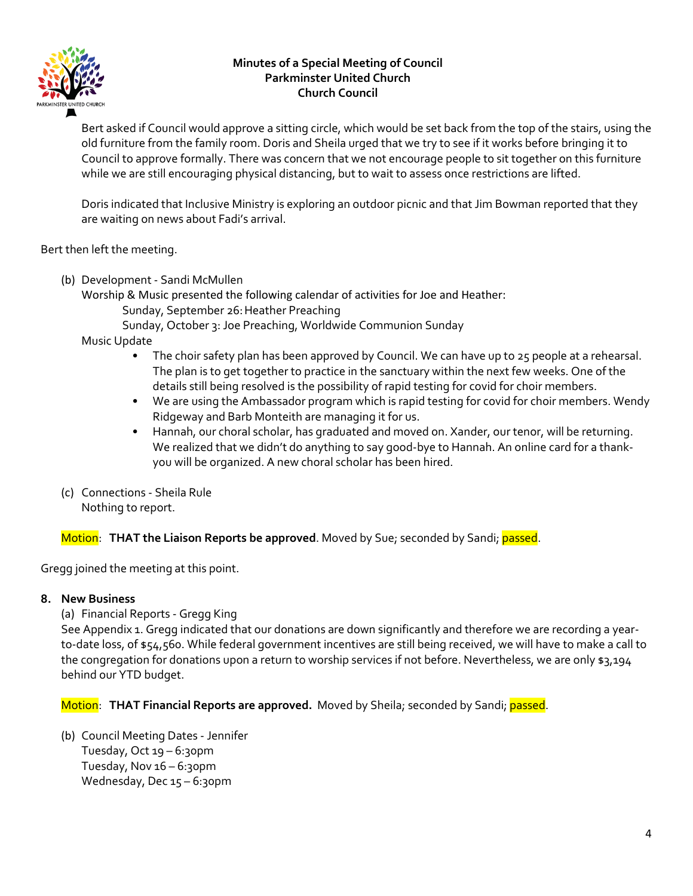**Minutes of a Special Meeting of Council**
**Parkminster United Church**
**Church Council**

Bert asked if Council would approve a sitting circle, which would be set back from the top of the stairs, using the old furniture from the family room. Doris and Sheila urged that we try to see if it works before bringing it to Council to approve formally. There was concern that we not encourage people to sit together on this furniture while we are still encouraging physical distancing, but to wait to assess once restrictions are lifted.

Doris indicated that Inclusive Ministry is exploring an outdoor picnic and that Jim Bowman reported that they are waiting on news about Fadi's arrival.

Bert then left the meeting.

(b) Development - Sandi McMullen
Worship & Music presented the following calendar of activities for Joe and Heather:
Sunday, September 26: Heather Preaching
Sunday, October 3: Joe Preaching, Worldwide Communion Sunday
Music Update

- The choir safety plan has been approved by Council. We can have up to 25 people at a rehearsal. The plan is to get together to practice in the sanctuary within the next few weeks. One of the details still being resolved is the possibility of rapid testing for covid for choir members.
- We are using the Ambassador program which is rapid testing for covid for choir members. Wendy Ridgeway and Barb Monteith are managing it for us.
- Hannah, our choral scholar, has graduated and moved on. Xander, our tenor, will be returning. We realized that we didn't do anything to say good-bye to Hannah. An online card for a thank-you will be organized. A new choral scholar has been hired.

(c) Connections - Sheila Rule
Nothing to report.

Motion: **THAT the Liaison Reports be approved**. Moved by Sue; seconded by Sandi; passed.

Gregg joined the meeting at this point.

**8. New Business**

(a) Financial Reports - Gregg King
See Appendix 1. Gregg indicated that our donations are down significantly and therefore we are recording a year-to-date loss, of $54,560. While federal government incentives are still being received, we will have to make a call to the congregation for donations upon a return to worship services if not before. Nevertheless, we are only $3,194 behind our YTD budget.

Motion: **THAT Financial Reports are approved.** Moved by Sheila; seconded by Sandi; passed.

(b) Council Meeting Dates - Jennifer
Tuesday, Oct 19 – 6:30pm
Tuesday, Nov 16 – 6:30pm
Wednesday, Dec 15 – 6:30pm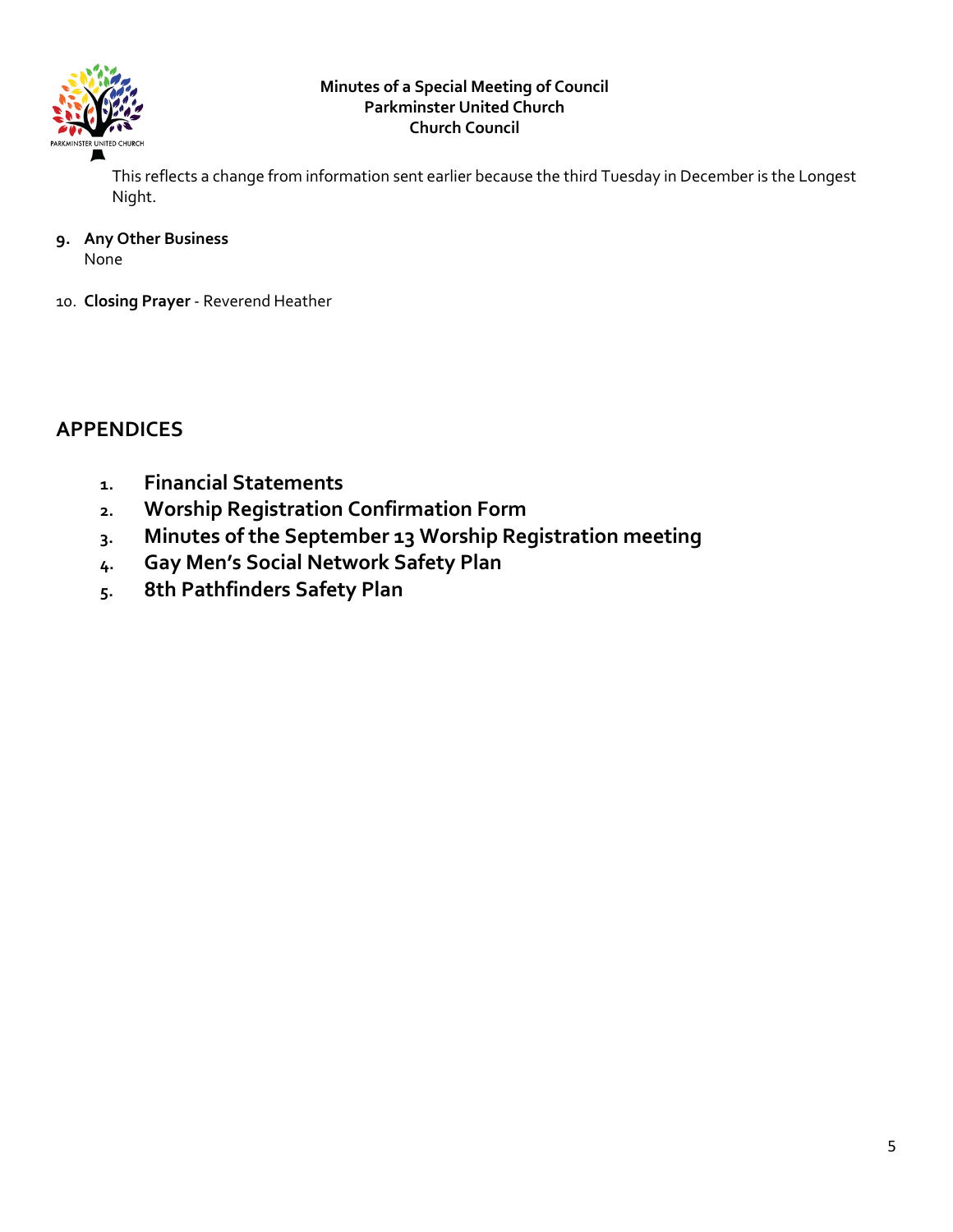This reflects a change from information sent earlier because the third Tuesday in December is the Longest Night.

9. **Any Other Business**
   None

10. **Closing Prayer** - Reverend Heather

## APPENDICES

1. **Financial Statements**
2. **Worship Registration Confirmation Form**
3. **Minutes of the September 13 Worship Registration meeting**
4. **Gay Men's Social Network Safety Plan**
5. **8th Pathfinders Safety Plan**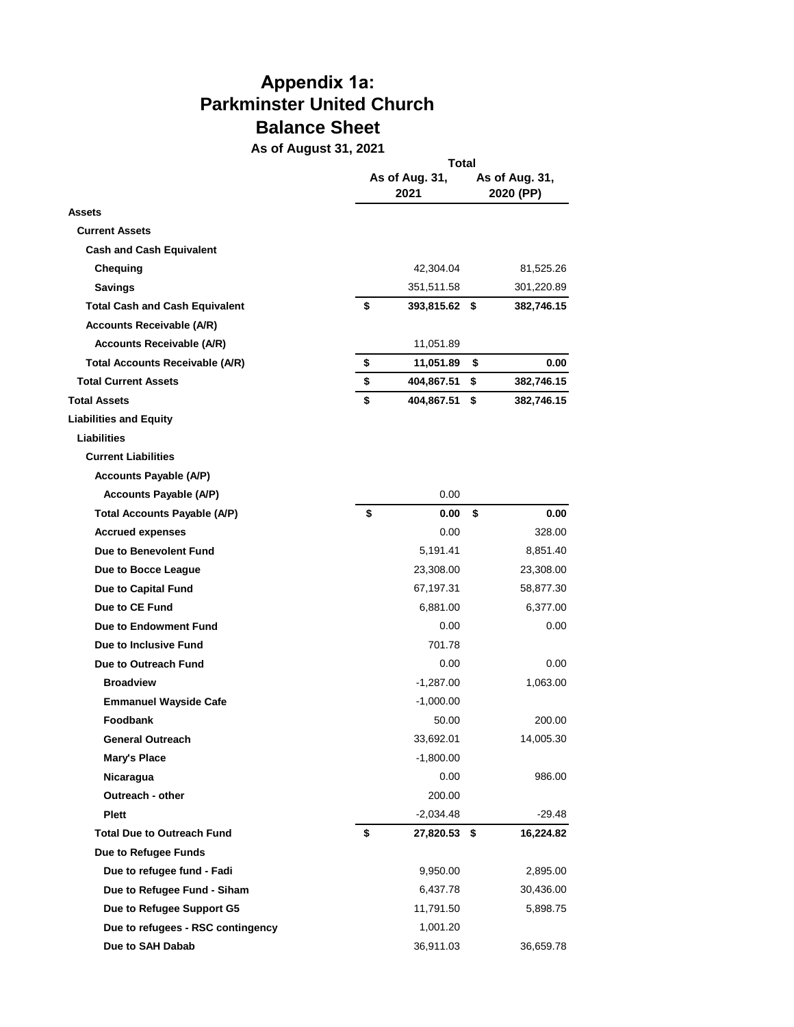# Appendix 1a:
# Parkminster United Church
# Balance Sheet

**As of August 31, 2021**

| | Total | |
|---|---|---|
| | **As of Aug. 31, 2021** | **As of Aug. 31, 2020 (PP)** |
| **Assets** | | |
| **Current Assets** | | |
| **Cash and Cash Equivalent** | | |
| **Chequing** | 42,304.04 | 81,525.26 |
| **Savings** | 351,511.58 | 301,220.89 |
| **Total Cash and Cash Equivalent** | **$ 393,815.62** | **$ 382,746.15** |
| **Accounts Receivable (A/R)** | | |
| **Accounts Receivable (A/R)** | 11,051.89 | |
| **Total Accounts Receivable (A/R)** | **$ 11,051.89** | **$ 0.00** |
| **Total Current Assets** | **$ 404,867.51** | **$ 382,746.15** |
| **Total Assets** | **$ 404,867.51** | **$ 382,746.15** |
| **Liabilities and Equity** | | |
| **Liabilities** | | |
| **Current Liabilities** | | |
| **Accounts Payable (A/P)** | | |
| **Accounts Payable (A/P)** | 0.00 | |
| **Total Accounts Payable (A/P)** | **$ 0.00** | **$ 0.00** |
| **Accrued expenses** | 0.00 | 328.00 |
| **Due to Benevolent Fund** | 5,191.41 | 8,851.40 |
| **Due to Bocce League** | 23,308.00 | 23,308.00 |
| **Due to Capital Fund** | 67,197.31 | 58,877.30 |
| **Due to CE Fund** | 6,881.00 | 6,377.00 |
| **Due to Endowment Fund** | 0.00 | 0.00 |
| **Due to Inclusive Fund** | 701.78 | |
| **Due to Outreach Fund** | 0.00 | 0.00 |
| **Broadview** | -1,287.00 | 1,063.00 |
| **Emmanuel Wayside Cafe** | -1,000.00 | |
| **Foodbank** | 50.00 | 200.00 |
| **General Outreach** | 33,692.01 | 14,005.30 |
| **Mary's Place** | -1,800.00 | |
| **Nicaragua** | 0.00 | 986.00 |
| **Outreach - other** | 200.00 | |
| **Plett** | -2,034.48 | -29.48 |
| **Total Due to Outreach Fund** | **$ 27,820.53** | **$ 16,224.82** |
| **Due to Refugee Funds** | | |
| **Due to refugee fund - Fadi** | 9,950.00 | 2,895.00 |
| **Due to Refugee Fund - Siham** | 6,437.78 | 30,436.00 |
| **Due to Refugee Support G5** | 11,791.50 | 5,898.75 |
| **Due to refugees - RSC contingency** | 1,001.20 | |
| **Due to SAH Dabab** | 36,911.03 | 36,659.78 |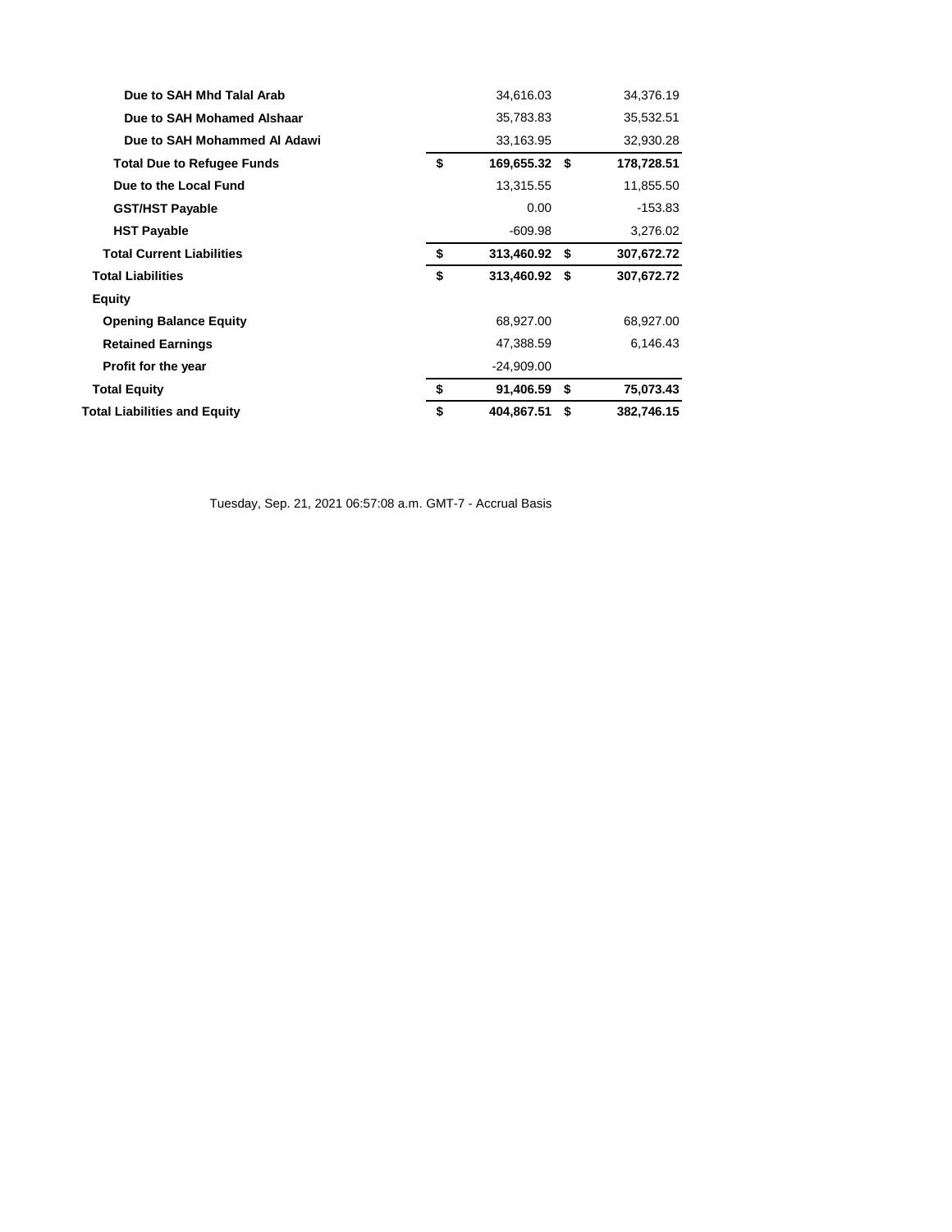| | | |
|---|---|---|
| Due to SAH Mhd Talal Arab | 34,616.03 | 34,376.19 |
| Due to SAH Mohamed Alshaar | 35,783.83 | 35,532.51 |
| Due to SAH Mohammed Al Adawi | 33,163.95 | 32,930.28 |
| **Total Due to Refugee Funds** | **$ 169,655.32** | **$ 178,728.51** |
| Due to the Local Fund | 13,315.55 | 11,855.50 |
| GST/HST Payable | 0.00 | -153.83 |
| HST Payable | -609.98 | 3,276.02 |
| **Total Current Liabilities** | **$ 313,460.92** | **$ 307,672.72** |
| **Total Liabilities** | **$ 313,460.92** | **$ 307,672.72** |
| **Equity** | | |
| Opening Balance Equity | 68,927.00 | 68,927.00 |
| Retained Earnings | 47,388.59 | 6,146.43 |
| Profit for the year | -24,909.00 | |
| **Total Equity** | **$ 91,406.59** | **$ 75,073.43** |
| **Total Liabilities and Equity** | **$ 404,867.51** | **$ 382,746.15** |

Tuesday, Sep. 21, 2021 06:57:08 a.m. GMT-7 - Accrual Basis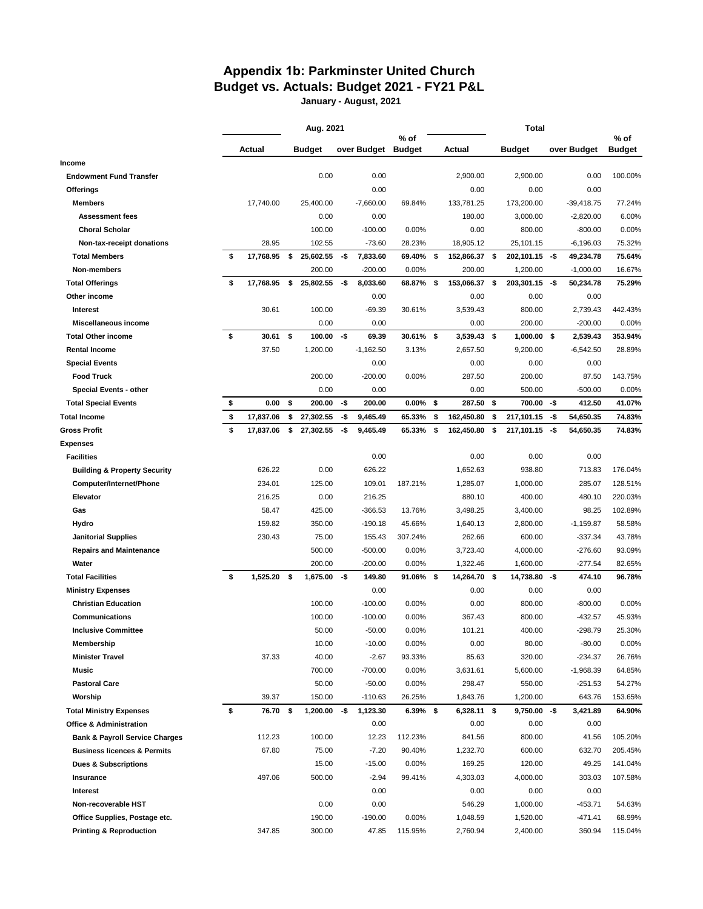# Appendix 1b: Parkminster United Church
## Budget vs. Actuals: Budget 2021 - FY21 P&L
### January - August, 2021

| | Aug. 2021 | | | | Total | | | |
|---|---|---|---|---|---|---|---|---|
| | Actual | Budget | over Budget | % of Budget | Actual | Budget | over Budget | % of Budget |
| **Income** | | | | | | | | |
| **Endowment Fund Transfer** | | 0.00 | 0.00 | | 2,900.00 | 2,900.00 | 0.00 | 100.00% |
| **Offerings** | | | 0.00 | | 0.00 | 0.00 | 0.00 | |
| **Members** | 17,740.00 | 25,400.00 | -7,660.00 | 69.84% | 133,781.25 | 173,200.00 | -39,418.75 | 77.24% |
| **Assessment fees** | | 0.00 | 0.00 | | 180.00 | 3,000.00 | -2,820.00 | 6.00% |
| **Choral Scholar** | | 100.00 | -100.00 | 0.00% | 0.00 | 800.00 | -800.00 | 0.00% |
| **Non-tax-receipt donations** | 28.95 | 102.55 | -73.60 | 28.23% | 18,905.12 | 25,101.15 | -6,196.03 | 75.32% |
| **Total Members** | **$ 17,768.95** | **$ 25,602.55** | **-$ 7,833.60** | **69.40%** | **$ 152,866.37** | **$ 202,101.15** | **-$ 49,234.78** | **75.64%** |
| **Non-members** | | 200.00 | -200.00 | 0.00% | 200.00 | 1,200.00 | -1,000.00 | 16.67% |
| **Total Offerings** | **$ 17,768.95** | **$ 25,802.55** | **-$ 8,033.60** | **68.87%** | **$ 153,066.37** | **$ 203,301.15** | **-$ 50,234.78** | **75.29%** |
| **Other income** | | | 0.00 | | 0.00 | 0.00 | 0.00 | |
| **Interest** | 30.61 | 100.00 | -69.39 | 30.61% | 3,539.43 | 800.00 | 2,739.43 | 442.43% |
| **Miscellaneous income** | | 0.00 | 0.00 | | 0.00 | 200.00 | -200.00 | 0.00% |
| **Total Other income** | **$ 30.61** | **$ 100.00** | **-$ 69.39** | **30.61%** | **$ 3,539.43** | **$ 1,000.00** | **$ 2,539.43** | **353.94%** |
| **Rental Income** | 37.50 | 1,200.00 | -1,162.50 | 3.13% | 2,657.50 | 9,200.00 | -6,542.50 | 28.89% |
| **Special Events** | | | 0.00 | | 0.00 | 0.00 | 0.00 | |
| **Food Truck** | | 200.00 | -200.00 | 0.00% | 287.50 | 200.00 | 87.50 | 143.75% |
| **Special Events - other** | | 0.00 | 0.00 | | 0.00 | 500.00 | -500.00 | 0.00% |
| **Total Special Events** | **$ 0.00** | **$ 200.00** | **-$ 200.00** | **0.00%** | **$ 287.50** | **$ 700.00** | **-$ 412.50** | **41.07%** |
| **Total Income** | **$ 17,837.06** | **$ 27,302.55** | **-$ 9,465.49** | **65.33%** | **$ 162,450.80** | **$ 217,101.15** | **-$ 54,650.35** | **74.83%** |
| **Gross Profit** | **$ 17,837.06** | **$ 27,302.55** | **-$ 9,465.49** | **65.33%** | **$ 162,450.80** | **$ 217,101.15** | **-$ 54,650.35** | **74.83%** |
| **Expenses** | | | | | | | | |
| **Facilities** | | | 0.00 | | 0.00 | 0.00 | 0.00 | |
| **Building & Property Security** | 626.22 | 0.00 | 626.22 | | 1,652.63 | 938.80 | 713.83 | 176.04% |
| **Computer/Internet/Phone** | 234.01 | 125.00 | 109.01 | 187.21% | 1,285.07 | 1,000.00 | 285.07 | 128.51% |
| **Elevator** | 216.25 | 0.00 | 216.25 | | 880.10 | 400.00 | 480.10 | 220.03% |
| **Gas** | 58.47 | 425.00 | -366.53 | 13.76% | 3,498.25 | 3,400.00 | 98.25 | 102.89% |
| **Hydro** | 159.82 | 350.00 | -190.18 | 45.66% | 1,640.13 | 2,800.00 | -1,159.87 | 58.58% |
| **Janitorial Supplies** | 230.43 | 75.00 | 155.43 | 307.24% | 262.66 | 600.00 | -337.34 | 43.78% |
| **Repairs and Maintenance** | | 500.00 | -500.00 | 0.00% | 3,723.40 | 4,000.00 | -276.60 | 93.09% |
| **Water** | | 200.00 | -200.00 | 0.00% | 1,322.46 | 1,600.00 | -277.54 | 82.65% |
| **Total Facilities** | **$ 1,525.20** | **$ 1,675.00** | **-$ 149.80** | **91.06%** | **$ 14,264.70** | **$ 14,738.80** | **-$ 474.10** | **96.78%** |
| **Ministry Expenses** | | | 0.00 | | 0.00 | 0.00 | 0.00 | |
| **Christian Education** | | 100.00 | -100.00 | 0.00% | 0.00 | 800.00 | -800.00 | 0.00% |
| **Communications** | | 100.00 | -100.00 | 0.00% | 367.43 | 800.00 | -432.57 | 45.93% |
| **Inclusive Committee** | | 50.00 | -50.00 | 0.00% | 101.21 | 400.00 | -298.79 | 25.30% |
| **Membership** | | 10.00 | -10.00 | 0.00% | 0.00 | 80.00 | -80.00 | 0.00% |
| **Minister Travel** | 37.33 | 40.00 | -2.67 | 93.33% | 85.63 | 320.00 | -234.37 | 26.76% |
| **Music** | | 700.00 | -700.00 | 0.00% | 3,631.61 | 5,600.00 | -1,968.39 | 64.85% |
| **Pastoral Care** | | 50.00 | -50.00 | 0.00% | 298.47 | 550.00 | -251.53 | 54.27% |
| **Worship** | 39.37 | 150.00 | -110.63 | 26.25% | 1,843.76 | 1,200.00 | 643.76 | 153.65% |
| **Total Ministry Expenses** | **$ 76.70** | **$ 1,200.00** | **-$ 1,123.30** | **6.39%** | **$ 6,328.11** | **$ 9,750.00** | **-$ 3,421.89** | **64.90%** |
| **Office & Administration** | | | 0.00 | | 0.00 | 0.00 | 0.00 | |
| **Bank & Payroll Service Charges** | 112.23 | 100.00 | 12.23 | 112.23% | 841.56 | 800.00 | 41.56 | 105.20% |
| **Business licences & Permits** | 67.80 | 75.00 | -7.20 | 90.40% | 1,232.70 | 600.00 | 632.70 | 205.45% |
| **Dues & Subscriptions** | | 15.00 | -15.00 | 0.00% | 169.25 | 120.00 | 49.25 | 141.04% |
| **Insurance** | 497.06 | 500.00 | -2.94 | 99.41% | 4,303.03 | 4,000.00 | 303.03 | 107.58% |
| **Interest** | | | 0.00 | | 0.00 | 0.00 | 0.00 | |
| **Non-recoverable HST** | | 0.00 | 0.00 | | 546.29 | 1,000.00 | -453.71 | 54.63% |
| **Office Supplies, Postage etc.** | | 190.00 | -190.00 | 0.00% | 1,048.59 | 1,520.00 | -471.41 | 68.99% |
| **Printing & Reproduction** | 347.85 | 300.00 | 47.85 | 115.95% | 2,760.94 | 2,400.00 | 360.94 | 115.04% |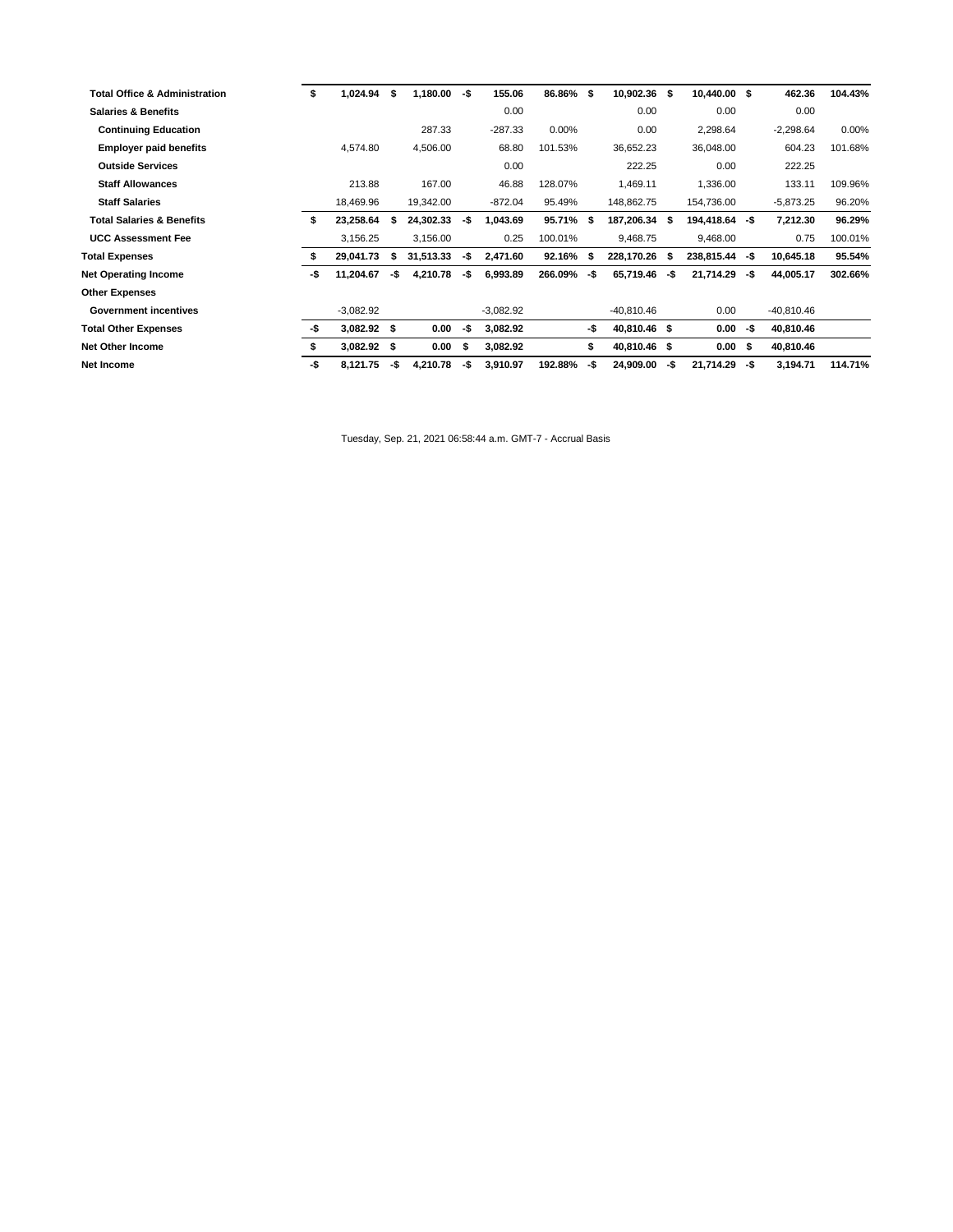| | | | | | | | | |
|---|---|---|---|---|---|---|---|---|
| **Total Office & Administration** | **$ 1,024.94** | **$ 1,180.00** | **-$ 155.06** | **86.86%** | **$ 10,902.36** | **$ 10,440.00** | **$ 462.36** | **104.43%** |
| **Salaries & Benefits** | | | 0.00 | | 0.00 | 0.00 | 0.00 | |
| **Continuing Education** | | 287.33 | -287.33 | 0.00% | 0.00 | 2,298.64 | -2,298.64 | 0.00% |
| **Employer paid benefits** | 4,574.80 | 4,506.00 | 68.80 | 101.53% | 36,652.23 | 36,048.00 | 604.23 | 101.68% |
| **Outside Services** | | | 0.00 | | 222.25 | 0.00 | 222.25 | |
| **Staff Allowances** | 213.88 | 167.00 | 46.88 | 128.07% | 1,469.11 | 1,336.00 | 133.11 | 109.96% |
| **Staff Salaries** | 18,469.96 | 19,342.00 | -872.04 | 95.49% | 148,862.75 | 154,736.00 | -5,873.25 | 96.20% |
| **Total Salaries & Benefits** | **$ 23,258.64** | **$ 24,302.33** | **-$ 1,043.69** | **95.71%** | **$ 187,206.34** | **$ 194,418.64** | **-$ 7,212.30** | **96.29%** |
| **UCC Assessment Fee** | 3,156.25 | 3,156.00 | 0.25 | 100.01% | 9,468.75 | 9,468.00 | 0.75 | 100.01% |
| **Total Expenses** | **$ 29,041.73** | **$ 31,513.33** | **-$ 2,471.60** | **92.16%** | **$ 228,170.26** | **$ 238,815.44** | **-$ 10,645.18** | **95.54%** |
| **Net Operating Income** | **-$ 11,204.67** | **-$ 4,210.78** | **-$ 6,993.89** | **266.09%** | **-$ 65,719.46** | **-$ 21,714.29** | **-$ 44,005.17** | **302.66%** |
| **Other Expenses** | | | | | | | | |
| **Government incentives** | -3,082.92 | | -3,082.92 | | -40,810.46 | 0.00 | -40,810.46 | |
| **Total Other Expenses** | **-$ 3,082.92** | **$ 0.00** | **-$ 3,082.92** | | **-$ 40,810.46** | **$ 0.00** | **-$ 40,810.46** | |
| **Net Other Income** | **$ 3,082.92** | **$ 0.00** | **$ 3,082.92** | | **$ 40,810.46** | **$ 0.00** | **$ 40,810.46** | |
| **Net Income** | **-$ 8,121.75** | **-$ 4,210.78** | **-$ 3,910.97** | **192.88%** | **-$ 24,909.00** | **-$ 21,714.29** | **-$ 3,194.71** | **114.71%** |

Tuesday, Sep. 21, 2021 06:58:44 a.m. GMT-7 - Accrual Basis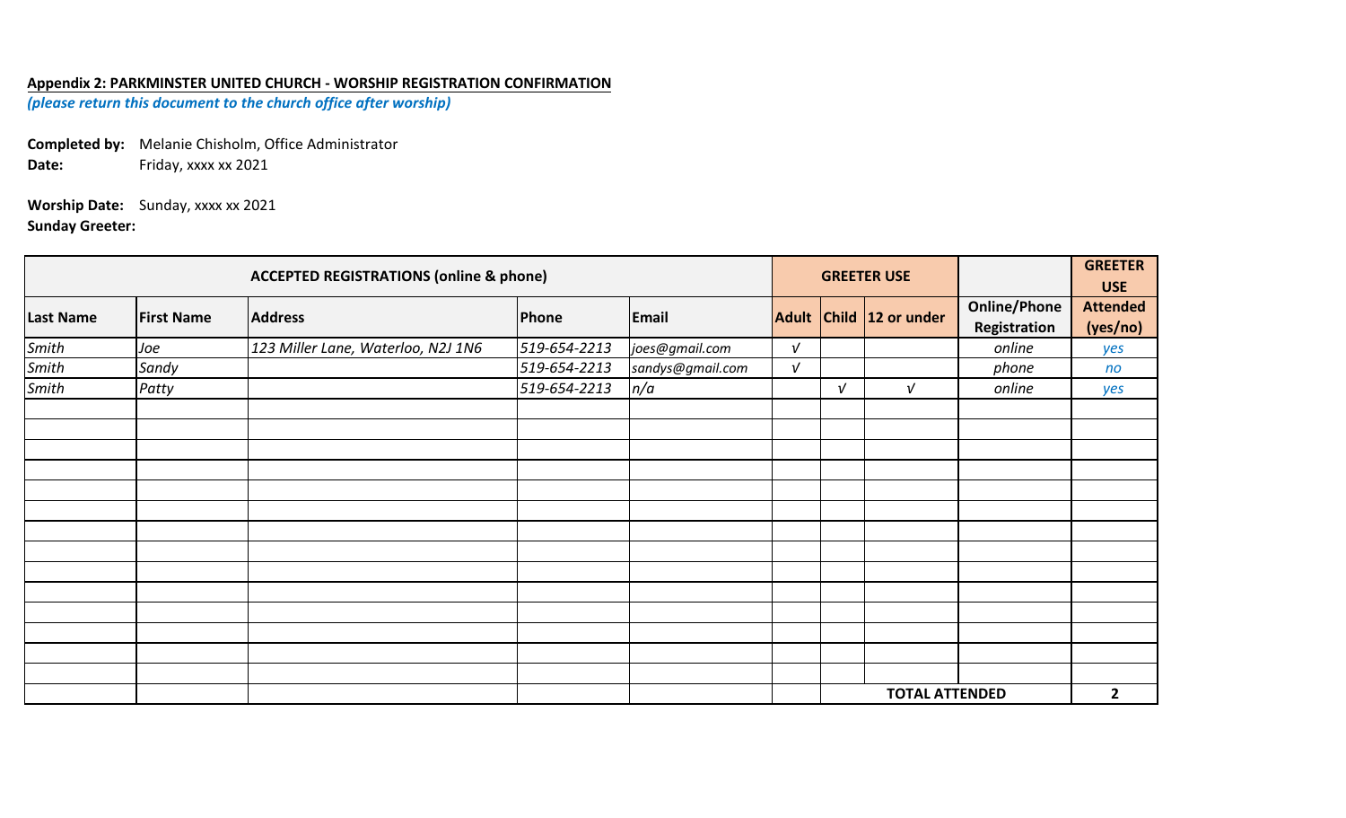**Appendix 2: PARKMINSTER UNITED CHURCH - WORSHIP REGISTRATION CONFIRMATION**

*(please return this document to the church office after worship)*

**Completed by:** Melanie Chisholm, Office Administrator
**Date:** Friday, xxxx xx 2021

**Worship Date:** Sunday, xxxx xx 2021
**Sunday Greeter:**

| ACCEPTED REGISTRATIONS (online & phone) | | | | | GREETER USE | | | | GREETER USE |
|---|---|---|---|---|---|---|---|---|---|
| **Last Name** | **First Name** | **Address** | **Phone** | **Email** | **Adult** | **Child** | **12 or under** | **Online/Phone Registration** | **Attended (yes/no)** |
| *Smith* | *Joe* | *123 Miller Lane, Waterloo, N2J 1N6* | *519-654-2213* | *joes@gmail.com* | √ | | | *online* | *yes* |
| *Smith* | *Sandy* | | *519-654-2213* | *sandys@gmail.com* | √ | | | *phone* | *no* |
| *Smith* | *Patty* | | *519-654-2213* | *n/a* | | √ | √ | *online* | *yes* |
| | | | | | | | | | |
| | | | | | | | | | |
| | | | | | | | | | |
| | | | | | | | | | |
| | | | | | | | | | |
| | | | | | | | | | |
| | | | | | | | | | |
| | | | | | | | | | |
| | | | | | | | | | |
| | | | | | | | | | |
| | | | | | | | | | |
| | | | | | | | | | |
| | | | | | | | | | |
| | | | | | | | | | |
| | | | | | | **TOTAL ATTENDED** | | | **2** |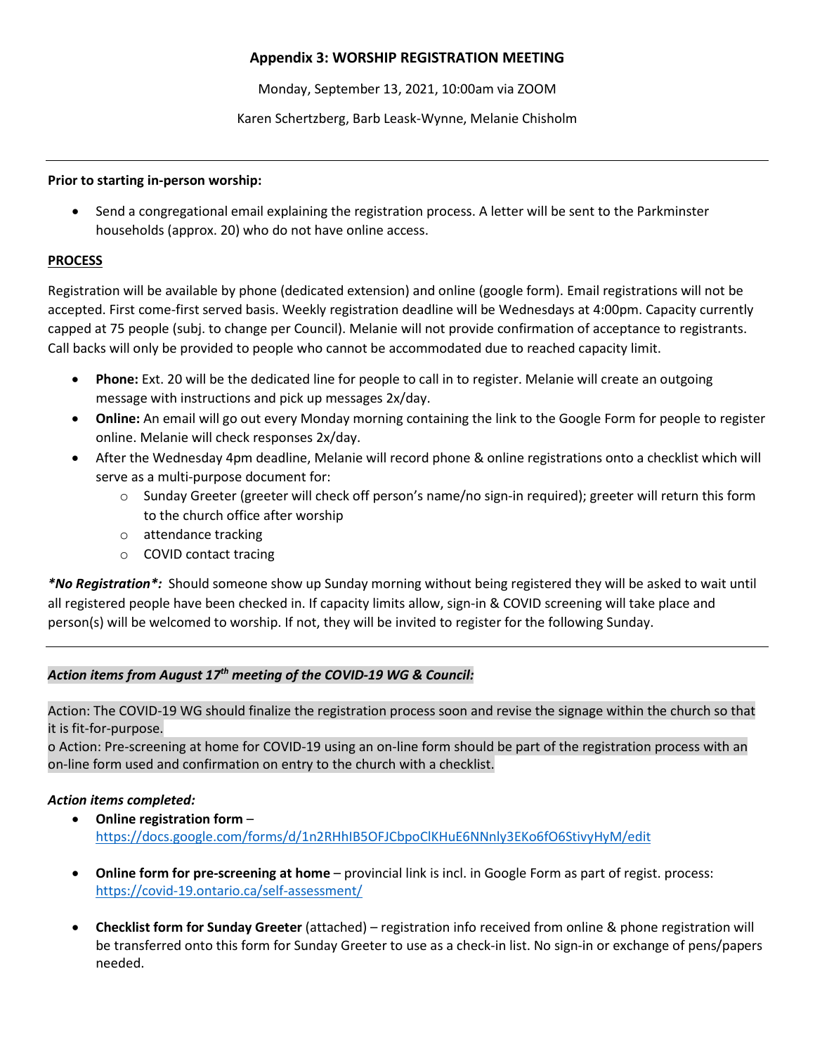### Appendix 3: WORSHIP REGISTRATION MEETING

Monday, September 13, 2021, 10:00am via ZOOM

Karen Schertzberg, Barb Leask-Wynne, Melanie Chisholm

---

**Prior to starting in-person worship:**

- Send a congregational email explaining the registration process. A letter will be sent to the Parkminster households (approx. 20) who do not have online access.

**PROCESS**

Registration will be available by phone (dedicated extension) and online (google form). Email registrations will not be accepted. First come-first served basis. Weekly registration deadline will be Wednesdays at 4:00pm. Capacity currently capped at 75 people (subj. to change per Council). Melanie will not provide confirmation of acceptance to registrants. Call backs will only be provided to people who cannot be accommodated due to reached capacity limit.

- **Phone:** Ext. 20 will be the dedicated line for people to call in to register. Melanie will create an outgoing message with instructions and pick up messages 2x/day.
- **Online:** An email will go out every Monday morning containing the link to the Google Form for people to register online. Melanie will check responses 2x/day.
- After the Wednesday 4pm deadline, Melanie will record phone & online registrations onto a checklist which will serve as a multi-purpose document for:
  - Sunday Greeter (greeter will check off person's name/no sign-in required); greeter will return this form to the church office after worship
  - attendance tracking
  - COVID contact tracing

***No Registration*:*** Should someone show up Sunday morning without being registered they will be asked to wait until all registered people have been checked in. If capacity limits allow, sign-in & COVID screening will take place and person(s) will be welcomed to worship. If not, they will be invited to register for the following Sunday.

---

***Action items from August 17th meeting of the COVID-19 WG & Council:***

Action: The COVID-19 WG should finalize the registration process soon and revise the signage within the church so that it is fit-for-purpose.
o Action: Pre-screening at home for COVID-19 using an on-line form should be part of the registration process with an on-line form used and confirmation on entry to the church with a checklist.

***Action items completed:***

- **Online registration form** – https://docs.google.com/forms/d/1n2RHhIB5OFJCbpoClKHuE6NNnly3EKo6fO6StivyHyM/edit

- **Online form for pre-screening at home** – provincial link is incl. in Google Form as part of regist. process: https://covid-19.ontario.ca/self-assessment/

- **Checklist form for Sunday Greeter** (attached) – registration info received from online & phone registration will be transferred onto this form for Sunday Greeter to use as a check-in list. No sign-in or exchange of pens/papers needed.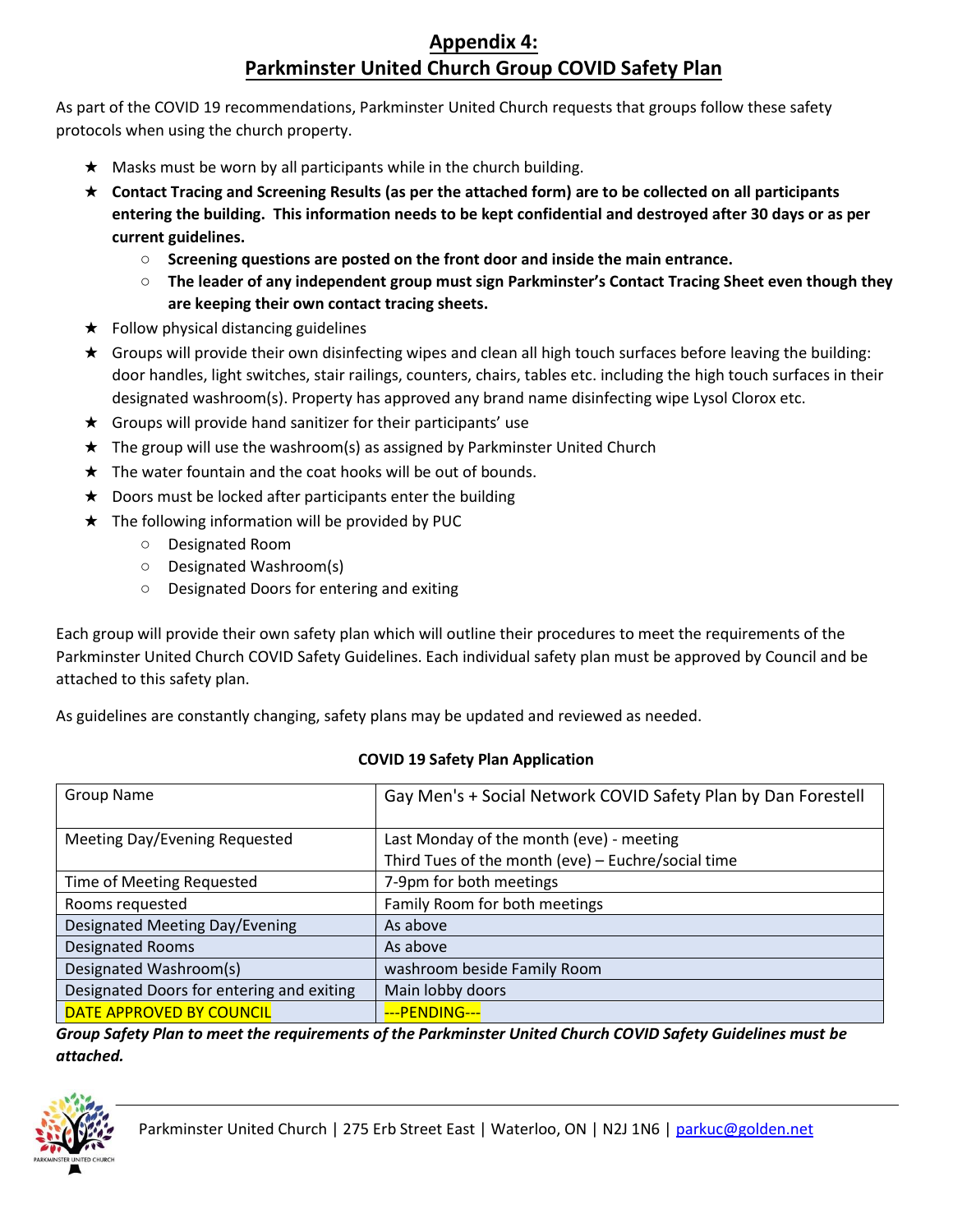# Appendix 4:
# Parkminster United Church Group COVID Safety Plan

As part of the COVID 19 recommendations, Parkminster United Church requests that groups follow these safety protocols when using the church property.

- Masks must be worn by all participants while in the church building.
- **Contact Tracing and Screening Results (as per the attached form) are to be collected on all participants entering the building. This information needs to be kept confidential and destroyed after 30 days or as per current guidelines.**
  - **Screening questions are posted on the front door and inside the main entrance.**
  - **The leader of any independent group must sign Parkminster's Contact Tracing Sheet even though they are keeping their own contact tracing sheets.**
- Follow physical distancing guidelines
- Groups will provide their own disinfecting wipes and clean all high touch surfaces before leaving the building: door handles, light switches, stair railings, counters, chairs, tables etc. including the high touch surfaces in their designated washroom(s). Property has approved any brand name disinfecting wipe Lysol Clorox etc.
- Groups will provide hand sanitizer for their participants' use
- The group will use the washroom(s) as assigned by Parkminster United Church
- The water fountain and the coat hooks will be out of bounds.
- Doors must be locked after participants enter the building
- The following information will be provided by PUC
  - Designated Room
  - Designated Washroom(s)
  - Designated Doors for entering and exiting

Each group will provide their own safety plan which will outline their procedures to meet the requirements of the Parkminster United Church COVID Safety Guidelines. Each individual safety plan must be approved by Council and be attached to this safety plan.

As guidelines are constantly changing, safety plans may be updated and reviewed as needed.

**COVID 19 Safety Plan Application**

| Group Name | Gay Men's + Social Network COVID Safety Plan by Dan Forestell |
|---|---|
| Meeting Day/Evening Requested | Last Monday of the month (eve) - meeting<br>Third Tues of the month (eve) – Euchre/social time |
| Time of Meeting Requested | 7-9pm for both meetings |
| Rooms requested | Family Room for both meetings |
| Designated Meeting Day/Evening | As above |
| Designated Rooms | As above |
| Designated Washroom(s) | washroom beside Family Room |
| Designated Doors for entering and exiting | Main lobby doors |
| DATE APPROVED BY COUNCIL | ---PENDING--- |

***Group Safety Plan to meet the requirements of the Parkminster United Church COVID Safety Guidelines must be attached.***

Parkminster United Church | 275 Erb Street East | Waterloo, ON | N2J 1N6 | parkuc@golden.net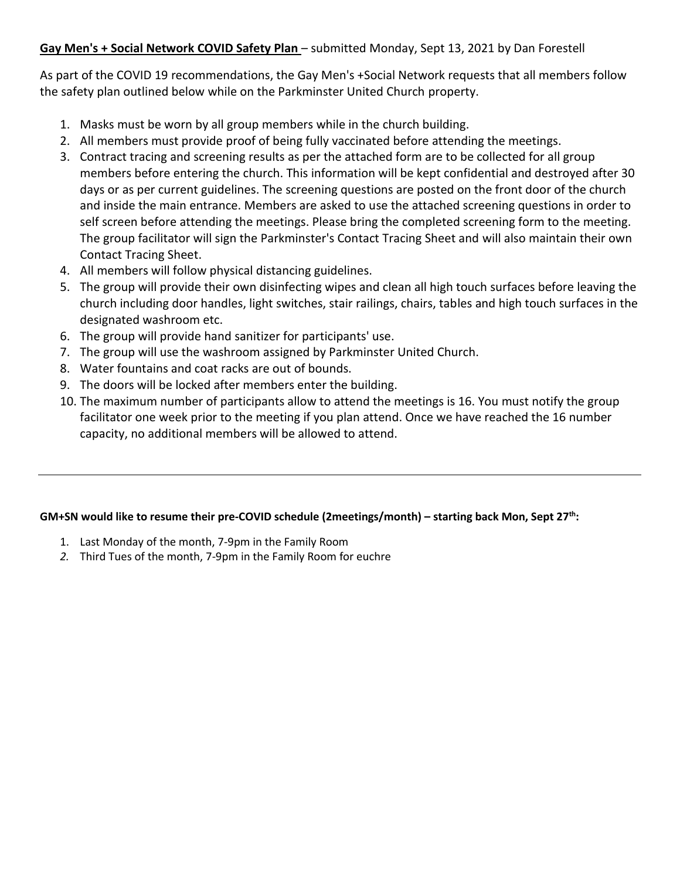**<u>Gay Men's + Social Network COVID Safety Plan</u>** – submitted Monday, Sept 13, 2021 by Dan Forestell

As part of the COVID 19 recommendations, the Gay Men's +Social Network requests that all members follow the safety plan outlined below while on the Parkminster United Church property.

1. Masks must be worn by all group members while in the church building.
2. All members must provide proof of being fully vaccinated before attending the meetings.
3. Contract tracing and screening results as per the attached form are to be collected for all group members before entering the church. This information will be kept confidential and destroyed after 30 days or as per current guidelines. The screening questions are posted on the front door of the church and inside the main entrance. Members are asked to use the attached screening questions in order to self screen before attending the meetings. Please bring the completed screening form to the meeting. The group facilitator will sign the Parkminster's Contact Tracing Sheet and will also maintain their own Contact Tracing Sheet.
4. All members will follow physical distancing guidelines.
5. The group will provide their own disinfecting wipes and clean all high touch surfaces before leaving the church including door handles, light switches, stair railings, chairs, tables and high touch surfaces in the designated washroom etc.
6. The group will provide hand sanitizer for participants' use.
7. The group will use the washroom assigned by Parkminster United Church.
8. Water fountains and coat racks are out of bounds.
9. The doors will be locked after members enter the building.
10. The maximum number of participants allow to attend the meetings is 16. You must notify the group facilitator one week prior to the meeting if you plan attend. Once we have reached the 16 number capacity, no additional members will be allowed to attend.

---

**GM+SN would like to resume their pre-COVID schedule (2meetings/month) – starting back Mon, Sept 27th:**

1. Last Monday of the month, 7-9pm in the Family Room
2. Third Tues of the month, 7-9pm in the Family Room for euchre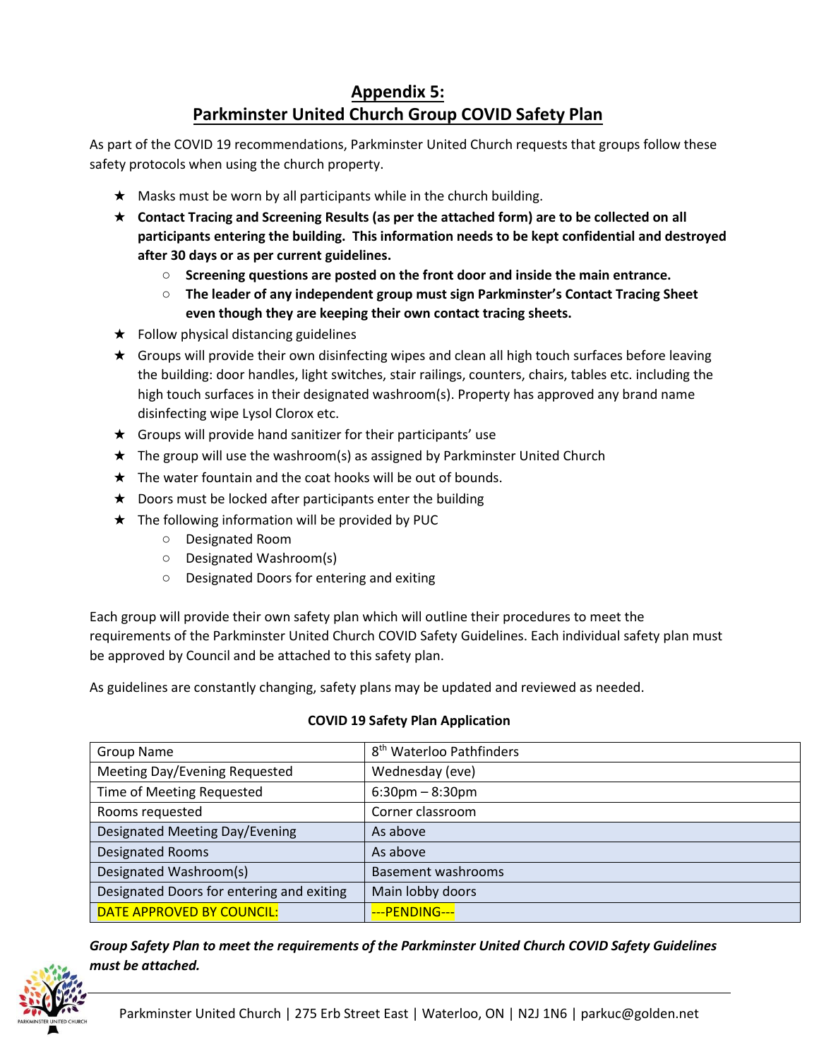# Appendix 5:
# Parkminster United Church Group COVID Safety Plan

As part of the COVID 19 recommendations, Parkminster United Church requests that groups follow these safety protocols when using the church property.

- Masks must be worn by all participants while in the church building.
- **Contact Tracing and Screening Results (as per the attached form) are to be collected on all participants entering the building. This information needs to be kept confidential and destroyed after 30 days or as per current guidelines.**
  - **Screening questions are posted on the front door and inside the main entrance.**
  - **The leader of any independent group must sign Parkminster's Contact Tracing Sheet even though they are keeping their own contact tracing sheets.**
- Follow physical distancing guidelines
- Groups will provide their own disinfecting wipes and clean all high touch surfaces before leaving the building: door handles, light switches, stair railings, counters, chairs, tables etc. including the high touch surfaces in their designated washroom(s). Property has approved any brand name disinfecting wipe Lysol Clorox etc.
- Groups will provide hand sanitizer for their participants' use
- The group will use the washroom(s) as assigned by Parkminster United Church
- The water fountain and the coat hooks will be out of bounds.
- Doors must be locked after participants enter the building
- The following information will be provided by PUC
  - Designated Room
  - Designated Washroom(s)
  - Designated Doors for entering and exiting

Each group will provide their own safety plan which will outline their procedures to meet the requirements of the Parkminster United Church COVID Safety Guidelines. Each individual safety plan must be approved by Council and be attached to this safety plan.

As guidelines are constantly changing, safety plans may be updated and reviewed as needed.

**COVID 19 Safety Plan Application**

| Group Name | 8th Waterloo Pathfinders |
|---|---|
| Meeting Day/Evening Requested | Wednesday (eve) |
| Time of Meeting Requested | 6:30pm – 8:30pm |
| Rooms requested | Corner classroom |
| Designated Meeting Day/Evening | As above |
| Designated Rooms | As above |
| Designated Washroom(s) | Basement washrooms |
| Designated Doors for entering and exiting | Main lobby doors |
| DATE APPROVED BY COUNCIL: | ---PENDING--- |

***Group Safety Plan to meet the requirements of the Parkminster United Church COVID Safety Guidelines must be attached.***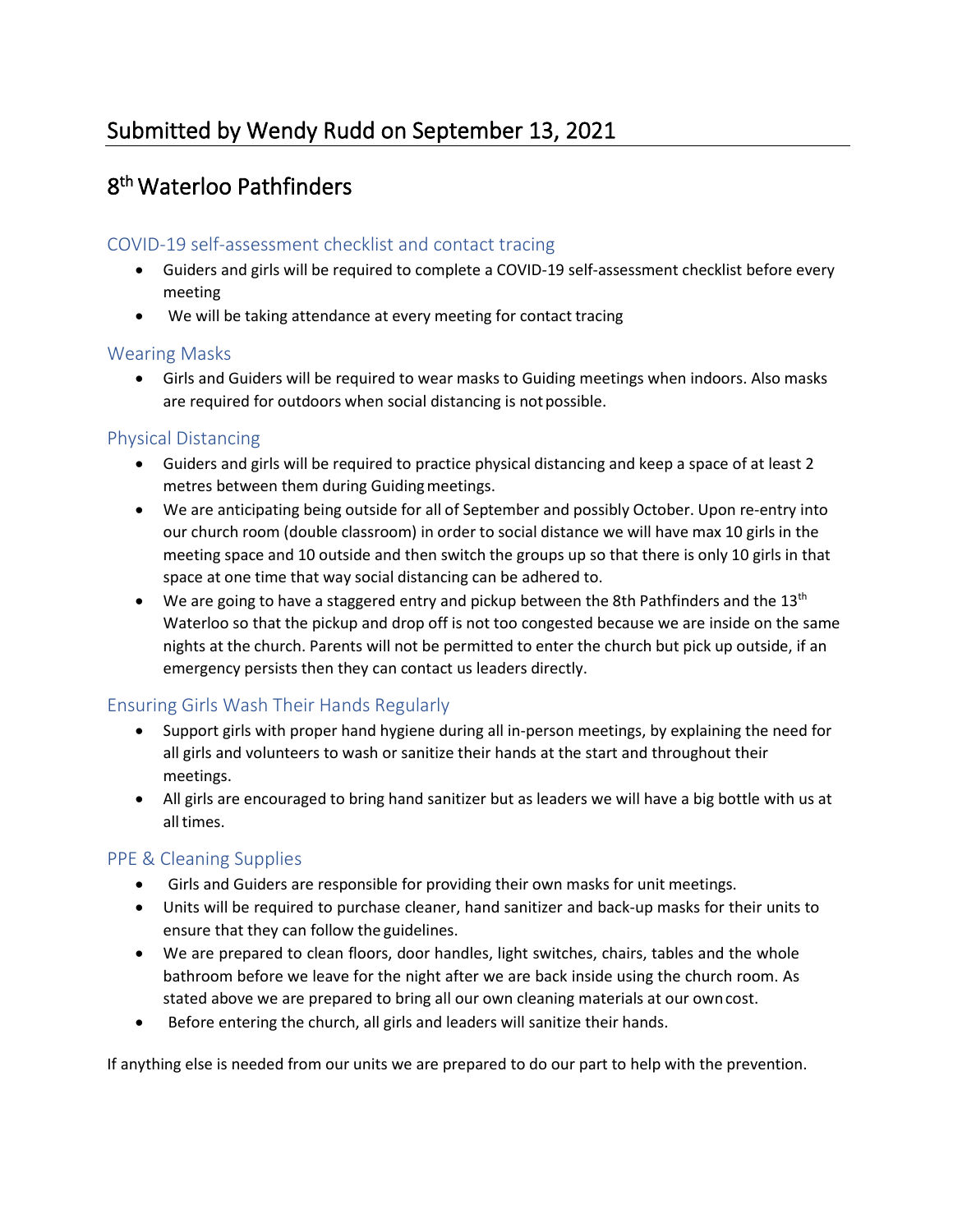# Submitted by Wendy Rudd on September 13, 2021

## 8th Waterloo Pathfinders

### COVID-19 self-assessment checklist and contact tracing

- Guiders and girls will be required to complete a COVID-19 self-assessment checklist before every meeting
- We will be taking attendance at every meeting for contact tracing

### Wearing Masks

- Girls and Guiders will be required to wear masks to Guiding meetings when indoors. Also masks are required for outdoors when social distancing is not possible.

### Physical Distancing

- Guiders and girls will be required to practice physical distancing and keep a space of at least 2 metres between them during Guiding meetings.
- We are anticipating being outside for all of September and possibly October. Upon re-entry into our church room (double classroom) in order to social distance we will have max 10 girls in the meeting space and 10 outside and then switch the groups up so that there is only 10 girls in that space at one time that way social distancing can be adhered to.
- We are going to have a staggered entry and pickup between the 8th Pathfinders and the 13th Waterloo so that the pickup and drop off is not too congested because we are inside on the same nights at the church. Parents will not be permitted to enter the church but pick up outside, if an emergency persists then they can contact us leaders directly.

### Ensuring Girls Wash Their Hands Regularly

- Support girls with proper hand hygiene during all in-person meetings, by explaining the need for all girls and volunteers to wash or sanitize their hands at the start and throughout their meetings.
- All girls are encouraged to bring hand sanitizer but as leaders we will have a big bottle with us at all times.

### PPE & Cleaning Supplies

- Girls and Guiders are responsible for providing their own masks for unit meetings.
- Units will be required to purchase cleaner, hand sanitizer and back-up masks for their units to ensure that they can follow the guidelines.
- We are prepared to clean floors, door handles, light switches, chairs, tables and the whole bathroom before we leave for the night after we are back inside using the church room. As stated above we are prepared to bring all our own cleaning materials at our own cost.
- Before entering the church, all girls and leaders will sanitize their hands.

If anything else is needed from our units we are prepared to do our part to help with the prevention.